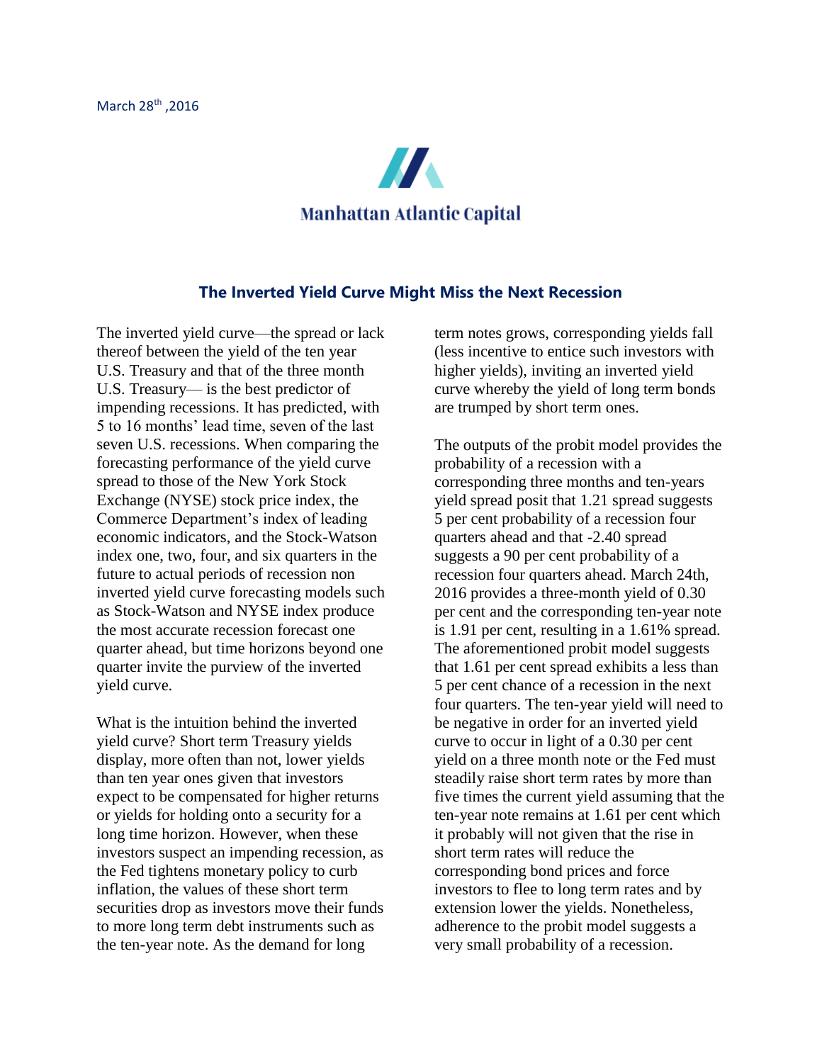March 28th ,2016

Manhattan Atlantic Capital

## The Inverted Yield Curve Might Miss the Next Recession

The inverted yield curve—the spread or lack thereof between the yield of the ten year U.S. Treasury and that of the three month U.S. Treasury— is the best predictor of impending recessions. It has predicted, with 5 to 16 months' lead time, seven of the last seven U.S. recessions. When comparing the forecasting performance of the yield curve spread to those of the New York Stock Exchange (NYSE) stock price index, the Commerce Department's index of leading economic indicators, and the Stock-Watson index one, two, four, and six quarters in the future to actual periods of recession non inverted yield curve forecasting models such as Stock-Watson and NYSE index produce the most accurate recession forecast one quarter ahead, but time horizons beyond one quarter invite the purview of the inverted yield curve.

What is the intuition behind the inverted yield curve? Short term Treasury yields display, more often than not, lower yields than ten year ones given that investors expect to be compensated for higher returns or yields for holding onto a security for a long time horizon. However, when these investors suspect an impending recession, as the Fed tightens monetary policy to curb inflation, the values of these short term securities drop as investors move their funds to more long term debt instruments such as the ten-year note. As the demand for long term notes grows, corresponding yields fall (less incentive to entice such investors with higher yields), inviting an inverted yield curve whereby the yield of long term bonds are trumped by short term ones.

The outputs of the probit model provides the probability of a recession with a corresponding three months and ten-years yield spread posit that 1.21 spread suggests 5 per cent probability of a recession four quarters ahead and that -2.40 spread suggests a 90 per cent probability of a recession four quarters ahead. March 24th, 2016 provides a three-month yield of 0.30 per cent and the corresponding ten-year note is 1.91 per cent, resulting in a 1.61% spread. The aforementioned probit model suggests that 1.61 per cent spread exhibits a less than 5 per cent chance of a recession in the next four quarters. The ten-year yield will need to be negative in order for an inverted yield curve to occur in light of a 0.30 per cent yield on a three month note or the Fed must steadily raise short term rates by more than five times the current yield assuming that the ten-year note remains at 1.61 per cent which it probably will not given that the rise in short term rates will reduce the corresponding bond prices and force investors to flee to long term rates and by extension lower the yields. Nonetheless, adherence to the probit model suggests a very small probability of a recession.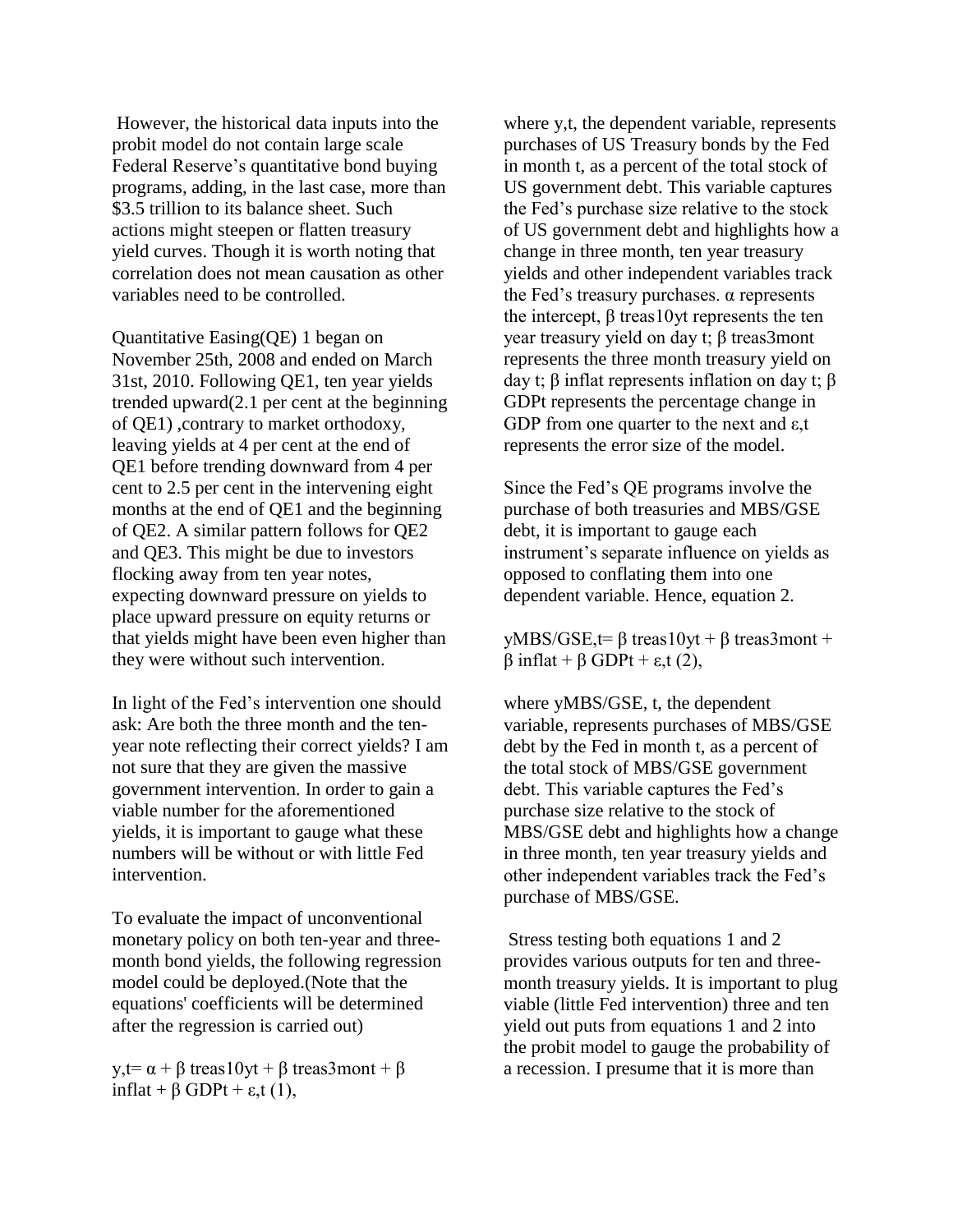However, the historical data inputs into the probit model do not contain large scale Federal Reserve's quantitative bond buying programs, adding, in the last case, more than \$3.5 trillion to its balance sheet. Such actions might steepen or flatten treasury yield curves. Though it is worth noting that correlation does not mean causation as other variables need to be controlled.

Quantitative Easing(QE) 1 began on November 25th, 2008 and ended on March 31st, 2010. Following QE1, ten year yields trended upward(2.1 per cent at the beginning of QE1) ,contrary to market orthodoxy, leaving yields at 4 per cent at the end of QE1 before trending downward from 4 per cent to 2.5 per cent in the intervening eight months at the end of QE1 and the beginning of QE2. A similar pattern follows for QE2 and QE3. This might be due to investors flocking away from ten year notes, expecting downward pressure on yields to place upward pressure on equity returns or that yields might have been even higher than they were without such intervention.

In light of the Fed's intervention one should ask: Are both the three month and the ten-year note reflecting their correct yields? I am not sure that they are given the massive government intervention. In order to gain a viable number for the aforementioned yields, it is important to gauge what these numbers will be without or with little Fed intervention.

To evaluate the impact of unconventional monetary policy on both ten-year and three-month bond yields, the following regression model could be deployed.(Note that the equations' coefficients will be determined after the regression is carried out)

$$y_{,t} = \alpha + \beta\ treas10y_t + \beta\ treas3mon_t + \beta\ infla_t + \beta\ GDP_t + \varepsilon_{,t} \quad (1),$$

where $y_{,t}$, the dependent variable, represents purchases of US Treasury bonds by the Fed in month t, as a percent of the total stock of US government debt. This variable captures the Fed's purchase size relative to the stock of US government debt and highlights how a change in three month, ten year treasury yields and other independent variables track the Fed's treasury purchases. $\alpha$ represents the intercept, $\beta\ treas10y_t$ represents the ten year treasury yield on day t; $\beta\ treas3mon_t$ represents the three month treasury yield on day t; $\beta\ infla_t$ represents inflation on day t; $\beta\ GDP_t$ represents the percentage change in GDP from one quarter to the next and $\varepsilon_{,t}$ represents the error size of the model.

Since the Fed's QE programs involve the purchase of both treasuries and MBS/GSE debt, it is important to gauge each instrument's separate influence on yields as opposed to conflating them into one dependent variable. Hence, equation 2.

$$y_{MBS/GSE,t} = \beta\ treas10y_t + \beta\ treas3mon_t + \beta\ infla_t + \beta\ GDP_t + \varepsilon_{,t} \quad (2),$$

where $y_{MBS/GSE,\ t}$, the dependent variable, represents purchases of MBS/GSE debt by the Fed in month t, as a percent of the total stock of MBS/GSE government debt. This variable captures the Fed's purchase size relative to the stock of MBS/GSE debt and highlights how a change in three month, ten year treasury yields and other independent variables track the Fed's purchase of MBS/GSE.

Stress testing both equations 1 and 2 provides various outputs for ten and three-month treasury yields. It is important to plug viable (little Fed intervention) three and ten yield out puts from equations 1 and 2 into the probit model to gauge the probability of a recession. I presume that it is more than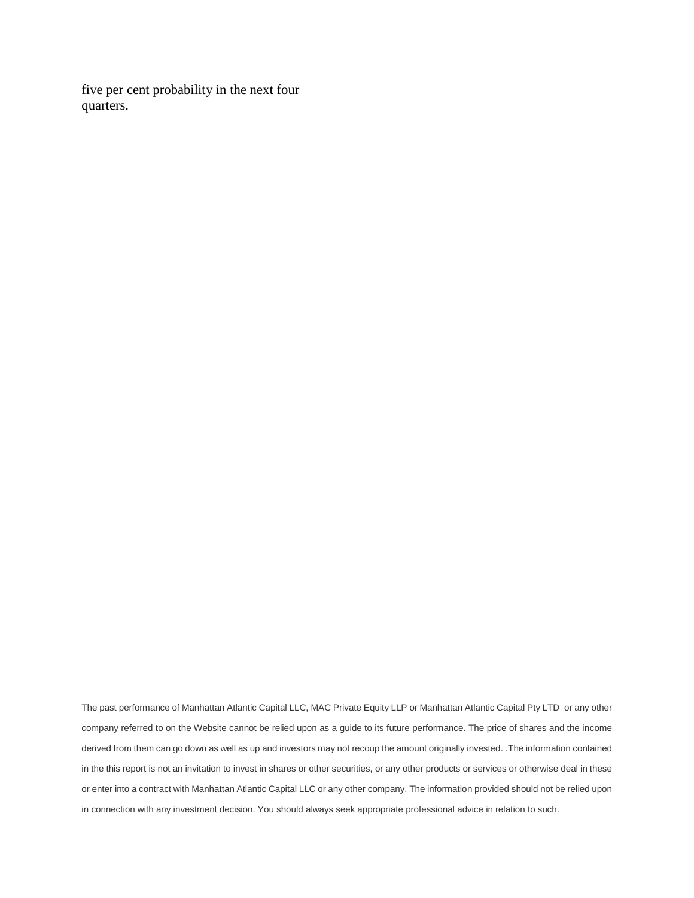five per cent probability in the next four quarters.

The past performance of Manhattan Atlantic Capital LLC, MAC Private Equity LLP or Manhattan Atlantic Capital Pty LTD or any other company referred to on the Website cannot be relied upon as a guide to its future performance. The price of shares and the income derived from them can go down as well as up and investors may not recoup the amount originally invested. .The information contained in the this report is not an invitation to invest in shares or other securities, or any other products or services or otherwise deal in these or enter into a contract with Manhattan Atlantic Capital LLC or any other company. The information provided should not be relied upon in connection with any investment decision. You should always seek appropriate professional advice in relation to such.